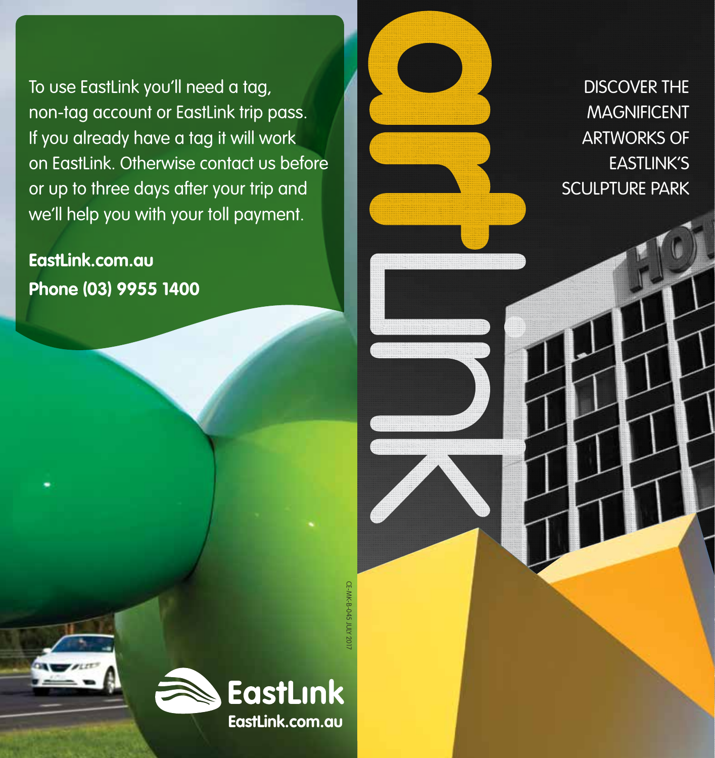To use EastLink you'll need a tag, non-tag account or EastLink trip pass. If you already have a tag it will work on EastLink. Otherwise contact us before or up to three days after your trip and we'll help you with your toll payment.

**EastLink.com.au**
**Phone (03) 9955 1400**

CE-MK-B-045 JULY 2017

**EastLink**
**EastLink.com.au**

# artLink

DISCOVER THE MAGNIFICENT ARTWORKS OF EASTLINK'S SCULPTURE PARK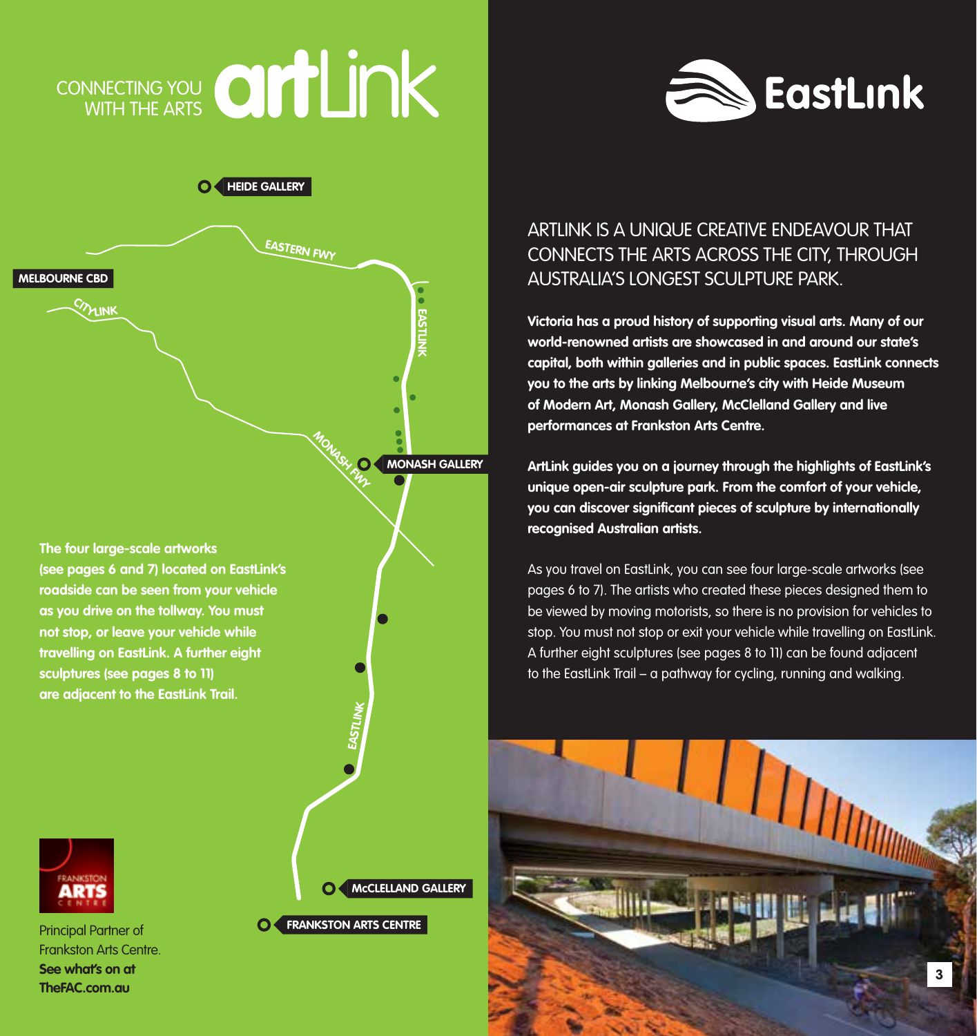CONNECTING YOU WITH THE ARTS **artLink**

**EastLink**

HEIDE GALLERY

EASTERN FWY

MELBOURNE CBD

CITYLINK

EASTLINK

MONASH FWY

MONASH GALLERY

EASTLINK

McCLELLAND GALLERY

FRANKSTON ARTS CENTRE

**The four large-scale artworks (see pages 6 and 7) located on EastLink's roadside can be seen from your vehicle as you drive on the tollway. You must not stop, or leave your vehicle while travelling on EastLink. A further eight sculptures (see pages 8 to 11) are adjacent to the EastLink Trail.**

Principal Partner of Frankston Arts Centre.
**See what's on at TheFAC.com.au**

## ARTLINK IS A UNIQUE CREATIVE ENDEAVOUR THAT CONNECTS THE ARTS ACROSS THE CITY, THROUGH AUSTRALIA'S LONGEST SCULPTURE PARK.

**Victoria has a proud history of supporting visual arts. Many of our world-renowned artists are showcased in and around our state's capital, both within galleries and in public spaces. EastLink connects you to the arts by linking Melbourne's city with Heide Museum of Modern Art, Monash Gallery, McClelland Gallery and live performances at Frankston Arts Centre.**

**ArtLink guides you on a journey through the highlights of EastLink's unique open-air sculpture park. From the comfort of your vehicle, you can discover significant pieces of sculpture by internationally recognised Australian artists.**

As you travel on EastLink, you can see four large-scale artworks (see pages 6 to 7). The artists who created these pieces designed them to be viewed by moving motorists, so there is no provision for vehicles to stop. You must not stop or exit your vehicle while travelling on EastLink. A further eight sculptures (see pages 8 to 11) can be found adjacent to the EastLink Trail – a pathway for cycling, running and walking.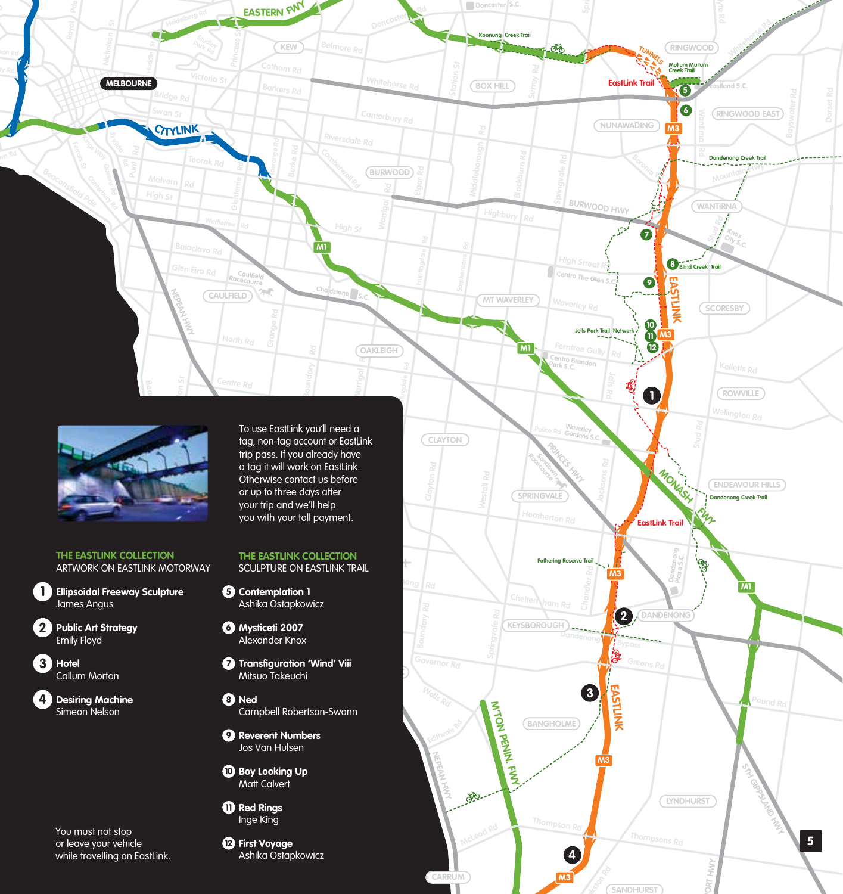To use EastLink you'll need a tag, non-tag account or EastLink trip pass. If you already have a tag it will work on EastLink. Otherwise contact us before or up to three days after your trip and we'll help you with your toll payment.

## THE EASTLINK COLLECTION
ARTWORK ON EASTLINK MOTORWAY

1. **Ellipsoidal Freeway Sculpture**
   James Angus
2. **Public Art Strategy**
   Emily Floyd
3. **Hotel**
   Callum Morton
4. **Desiring Machine**
   Simeon Nelson

## THE EASTLINK COLLECTION
SCULPTURE ON EASTLINK TRAIL

5. **Contemplation 1**
   Ashika Ostapkowicz
6. **Mysticeti 2007**
   Alexander Knox
7. **Transfiguration 'Wind' Viii**
   Mitsuo Takeuchi
8. **Ned**
   Campbell Robertson-Swann
9. **Reverent Numbers**
   Jos Van Hulsen
10. **Boy Looking Up**
    Matt Calvert
11. **Red Rings**
    Inge King
12. **First Voyage**
    Ashika Ostapkowicz

You must not stop or leave your vehicle while travelling on EastLink.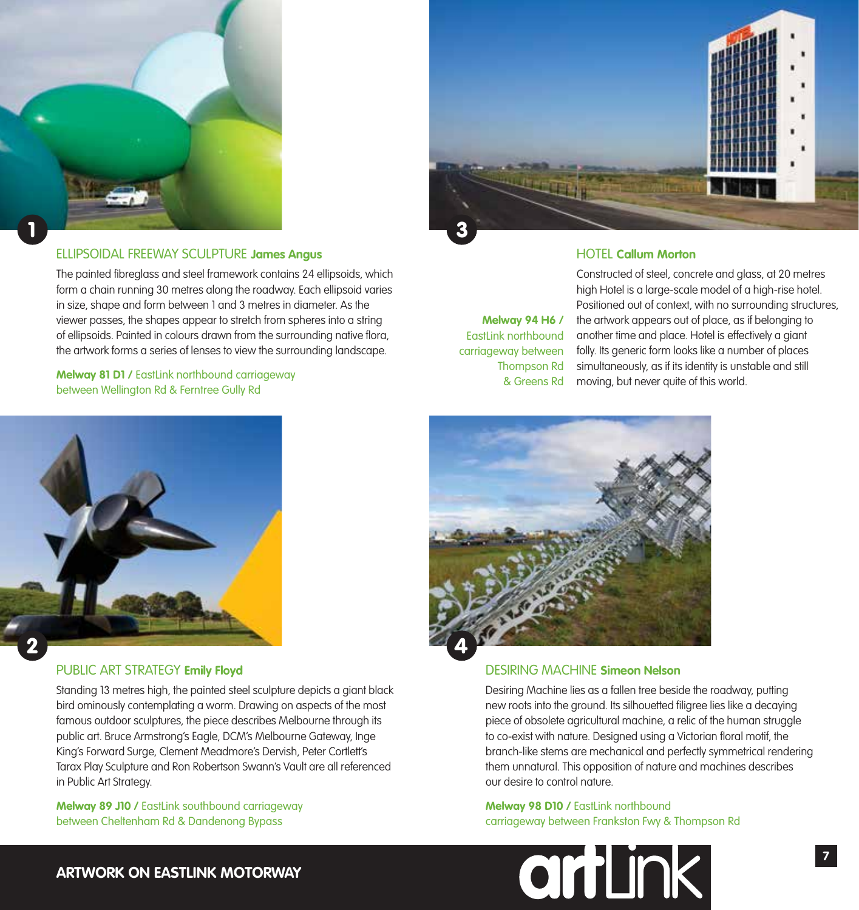## 1

### ELLIPSOIDAL FREEWAY SCULPTURE **James Angus**

The painted fibreglass and steel framework contains 24 ellipsoids, which form a chain running 30 metres along the roadway. Each ellipsoid varies in size, shape and form between 1 and 3 metres in diameter. As the viewer passes, the shapes appear to stretch from spheres into a string of ellipsoids. Painted in colours drawn from the surrounding native flora, the artwork forms a series of lenses to view the surrounding landscape.

**Melway 81 D1 /** EastLink northbound carriageway between Wellington Rd & Ferntree Gully Rd

## 2

### PUBLIC ART STRATEGY **Emily Floyd**

Standing 13 metres high, the painted steel sculpture depicts a giant black bird ominously contemplating a worm. Drawing on aspects of the most famous outdoor sculptures, the piece describes Melbourne through its public art. Bruce Armstrong's Eagle, DCM's Melbourne Gateway, Inge King's Forward Surge, Clement Meadmore's Dervish, Peter Cortlett's Tarax Play Sculpture and Ron Robertson Swann's Vault are all referenced in Public Art Strategy.

**Melway 89 J10 /** EastLink southbound carriageway between Cheltenham Rd & Dandenong Bypass

## 3

### HOTEL **Callum Morton**

Constructed of steel, concrete and glass, at 20 metres high Hotel is a large-scale model of a high-rise hotel. Positioned out of context, with no surrounding structures, the artwork appears out of place, as if belonging to another time and place. Hotel is effectively a giant folly. Its generic form looks like a number of places simultaneously, as if its identity is unstable and still moving, but never quite of this world.

**Melway 94 H6 /** EastLink northbound carriageway between Thompson Rd & Greens Rd

## 4

### DESIRING MACHINE **Simeon Nelson**

Desiring Machine lies as a fallen tree beside the roadway, putting new roots into the ground. Its silhouetted filigree lies like a decaying piece of obsolete agricultural machine, a relic of the human struggle to co-exist with nature. Designed using a Victorian floral motif, the branch-like stems are mechanical and perfectly symmetrical rendering them unnatural. This opposition of nature and machines describes our desire to control nature.

**Melway 98 D10 /** EastLink northbound carriageway between Frankston Fwy & Thompson Rd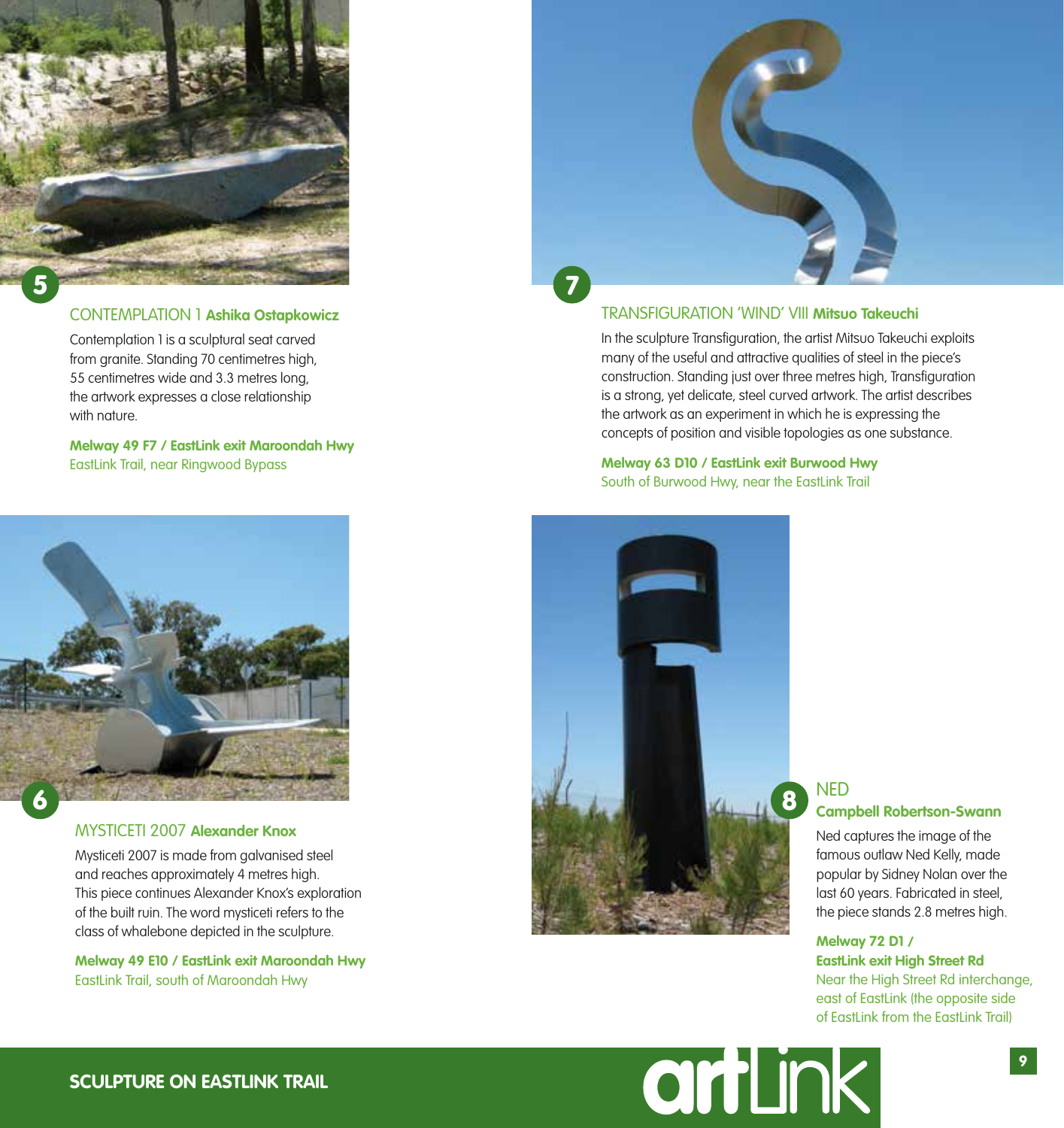## 5 CONTEMPLATION 1 **Ashika Ostapkowicz**

Contemplation 1 is a sculptural seat carved from granite. Standing 70 centimetres high, 55 centimetres wide and 3.3 metres long, the artwork expresses a close relationship with nature.

**Melway 49 F7 / EastLink exit Maroondah Hwy**
EastLink Trail, near Ringwood Bypass

## 6 MYSTICETI 2007 **Alexander Knox**

Mysticeti 2007 is made from galvanised steel and reaches approximately 4 metres high. This piece continues Alexander Knox's exploration of the built ruin. The word mysticeti refers to the class of whalebone depicted in the sculpture.

**Melway 49 E10 / EastLink exit Maroondah Hwy**
EastLink Trail, south of Maroondah Hwy

## 7 TRANSFIGURATION 'WIND' VIII **Mitsuo Takeuchi**

In the sculpture Transfiguration, the artist Mitsuo Takeuchi exploits many of the useful and attractive qualities of steel in the piece's construction. Standing just over three metres high, Transfiguration is a strong, yet delicate, steel curved artwork. The artist describes the artwork as an experiment in which he is expressing the concepts of position and visible topologies as one substance.

**Melway 63 D10 / EastLink exit Burwood Hwy**
South of Burwood Hwy, near the EastLink Trail

## 8 NED **Campbell Robertson-Swann**

Ned captures the image of the famous outlaw Ned Kelly, made popular by Sidney Nolan over the last 60 years. Fabricated in steel, the piece stands 2.8 metres high.

**Melway 72 D1 / EastLink exit High Street Rd**
Near the High Street Rd interchange, east of EastLink (the opposite side of EastLink from the EastLink Trail)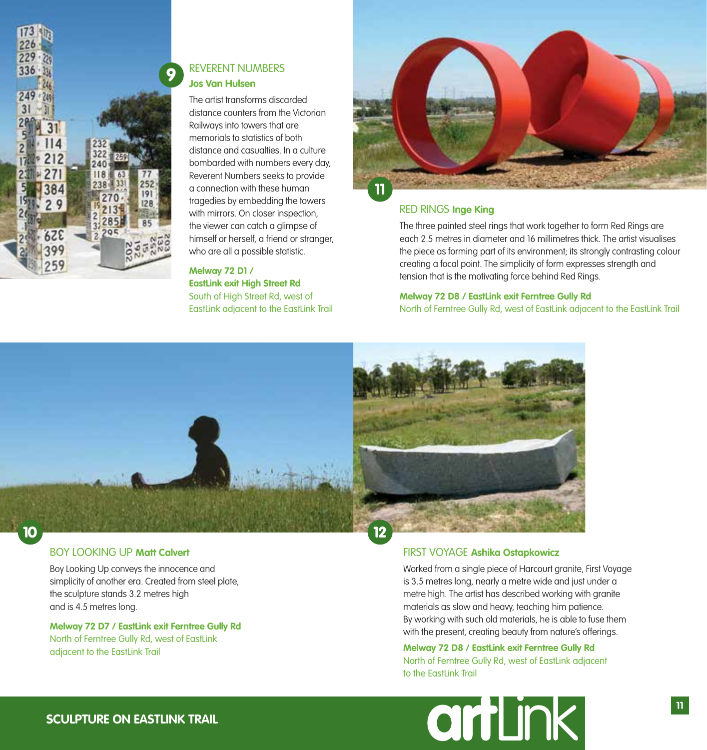## 9 REVERENT NUMBERS

**Jos Van Hulsen**

The artist transforms discarded distance counters from the Victorian Railways into towers that are memorials to statistics of both distance and casualties. In a culture bombarded with numbers every day, Reverent Numbers seeks to provide a connection with these human tragedies by embedding the towers with mirrors. On closer inspection, the viewer can catch a glimpse of himself or herself, a friend or stranger, who are all a possible statistic.

**Melway 72 D1 / EastLink exit High Street Rd**
South of High Street Rd, west of EastLink adjacent to the EastLink Trail

## 11 RED RINGS **Inge King**

The three painted steel rings that work together to form Red Rings are each 2.5 metres in diameter and 16 millimetres thick. The artist visualises the piece as forming part of its environment; its strongly contrasting colour creating a focal point. The simplicity of form expresses strength and tension that is the motivating force behind Red Rings.

**Melway 72 D8 / EastLink exit Ferntree Gully Rd**
North of Ferntree Gully Rd, west of EastLink adjacent to the EastLink Trail

## 10 BOY LOOKING UP **Matt Calvert**

Boy Looking Up conveys the innocence and simplicity of another era. Created from steel plate, the sculpture stands 3.2 metres high and is 4.5 metres long.

**Melway 72 D7 / EastLink exit Ferntree Gully Rd**
North of Ferntree Gully Rd, west of EastLink adjacent to the EastLink Trail

## 12 FIRST VOYAGE **Ashika Ostapkowicz**

Worked from a single piece of Harcourt granite, First Voyage is 3.5 metres long, nearly a metre wide and just under a metre high. The artist has described working with granite materials as slow and heavy, teaching him patience. By working with such old materials, he is able to fuse them with the present, creating beauty from nature's offerings.

**Melway 72 D8 / EastLink exit Ferntree Gully Rd**
North of Ferntree Gully Rd, west of EastLink adjacent to the EastLink Trail